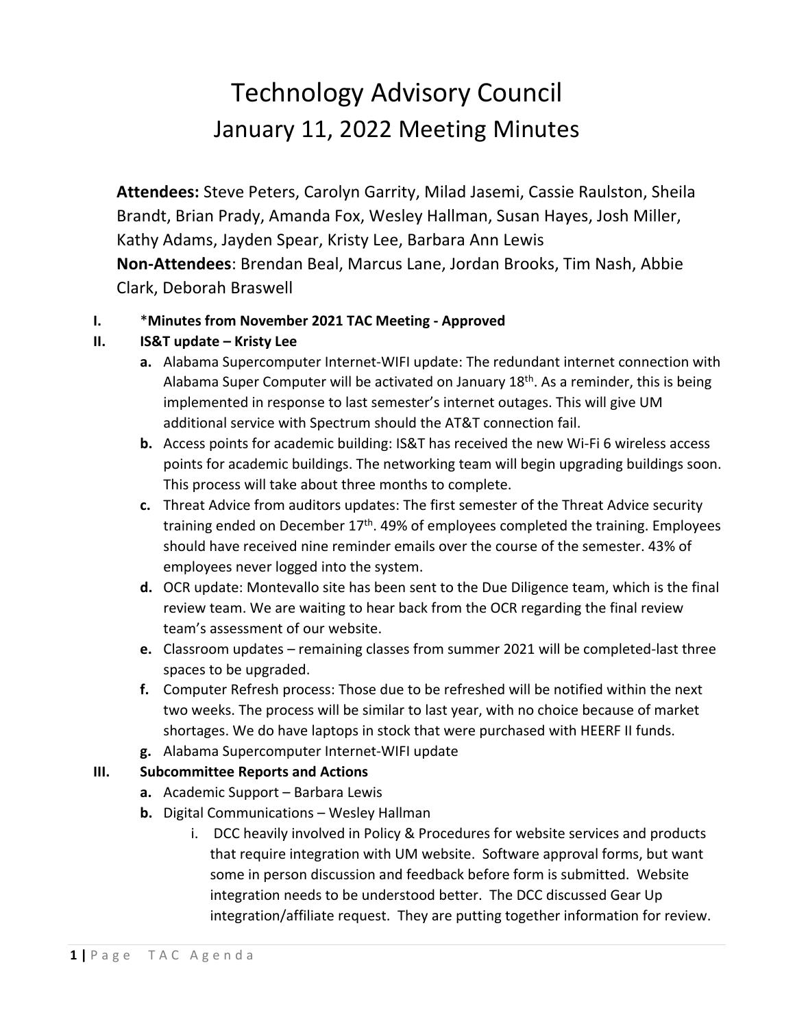# Technology Advisory Council
## January 11, 2022 Meeting Minutes

**Attendees:** Steve Peters, Carolyn Garrity, Milad Jasemi, Cassie Raulston, Sheila Brandt, Brian Prady, Amanda Fox, Wesley Hallman, Susan Hayes, Josh Miller, Kathy Adams, Jayden Spear, Kristy Lee, Barbara Ann Lewis
**Non-Attendees**: Brendan Beal, Marcus Lane, Jordan Brooks, Tim Nash, Abbie Clark, Deborah Braswell

I. *__Minutes from November 2021 TAC Meeting - Approved__

II. **IS&T update – Kristy Lee**
   - **a.** Alabama Supercomputer Internet-WIFI update: The redundant internet connection with Alabama Super Computer will be activated on January 18th. As a reminder, this is being implemented in response to last semester's internet outages. This will give UM additional service with Spectrum should the AT&T connection fail.
   - **b.** Access points for academic building: IS&T has received the new Wi-Fi 6 wireless access points for academic buildings. The networking team will begin upgrading buildings soon. This process will take about three months to complete.
   - **c.** Threat Advice from auditors updates: The first semester of the Threat Advice security training ended on December 17th. 49% of employees completed the training. Employees should have received nine reminder emails over the course of the semester. 43% of employees never logged into the system.
   - **d.** OCR update: Montevallo site has been sent to the Due Diligence team, which is the final review team. We are waiting to hear back from the OCR regarding the final review team's assessment of our website.
   - **e.** Classroom updates – remaining classes from summer 2021 will be completed-last three spaces to be upgraded.
   - **f.** Computer Refresh process: Those due to be refreshed will be notified within the next two weeks. The process will be similar to last year, with no choice because of market shortages. We do have laptops in stock that were purchased with HEERF II funds.
   - **g.** Alabama Supercomputer Internet-WIFI update

III. **Subcommittee Reports and Actions**
   - **a.** Academic Support – Barbara Lewis
   - **b.** Digital Communications – Wesley Hallman
     - i. DCC heavily involved in Policy & Procedures for website services and products that require integration with UM website. Software approval forms, but want some in person discussion and feedback before form is submitted. Website integration needs to be understood better. The DCC discussed Gear Up integration/affiliate request. They are putting together information for review.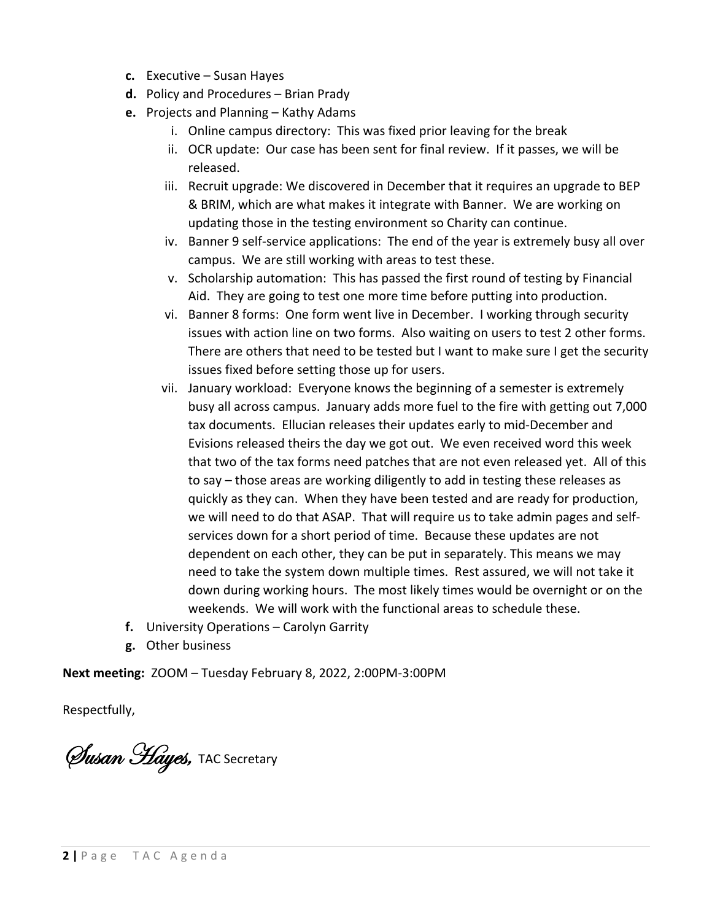- **c.** Executive – Susan Hayes
- **d.** Policy and Procedures – Brian Prady
- **e.** Projects and Planning – Kathy Adams
    - i. Online campus directory: This was fixed prior leaving for the break
    - ii. OCR update: Our case has been sent for final review. If it passes, we will be released.
    - iii. Recruit upgrade: We discovered in December that it requires an upgrade to BEP & BRIM, which are what makes it integrate with Banner. We are working on updating those in the testing environment so Charity can continue.
    - iv. Banner 9 self-service applications: The end of the year is extremely busy all over campus. We are still working with areas to test these.
    - v. Scholarship automation: This has passed the first round of testing by Financial Aid. They are going to test one more time before putting into production.
    - vi. Banner 8 forms: One form went live in December. I working through security issues with action line on two forms. Also waiting on users to test 2 other forms. There are others that need to be tested but I want to make sure I get the security issues fixed before setting those up for users.
    - vii. January workload: Everyone knows the beginning of a semester is extremely busy all across campus. January adds more fuel to the fire with getting out 7,000 tax documents. Ellucian releases their updates early to mid-December and Evisions released theirs the day we got out. We even received word this week that two of the tax forms need patches that are not even released yet. All of this to say – those areas are working diligently to add in testing these releases as quickly as they can. When they have been tested and are ready for production, we will need to do that ASAP. That will require us to take admin pages and self-services down for a short period of time. Because these updates are not dependent on each other, they can be put in separately. This means we may need to take the system down multiple times. Rest assured, we will not take it down during working hours. The most likely times would be overnight or on the weekends. We will work with the functional areas to schedule these.
- **f.** University Operations – Carolyn Garrity
- **g.** Other business

**Next meeting:** ZOOM – Tuesday February 8, 2022, 2:00PM-3:00PM

Respectfully,

*Susan Hayes,* TAC Secretary